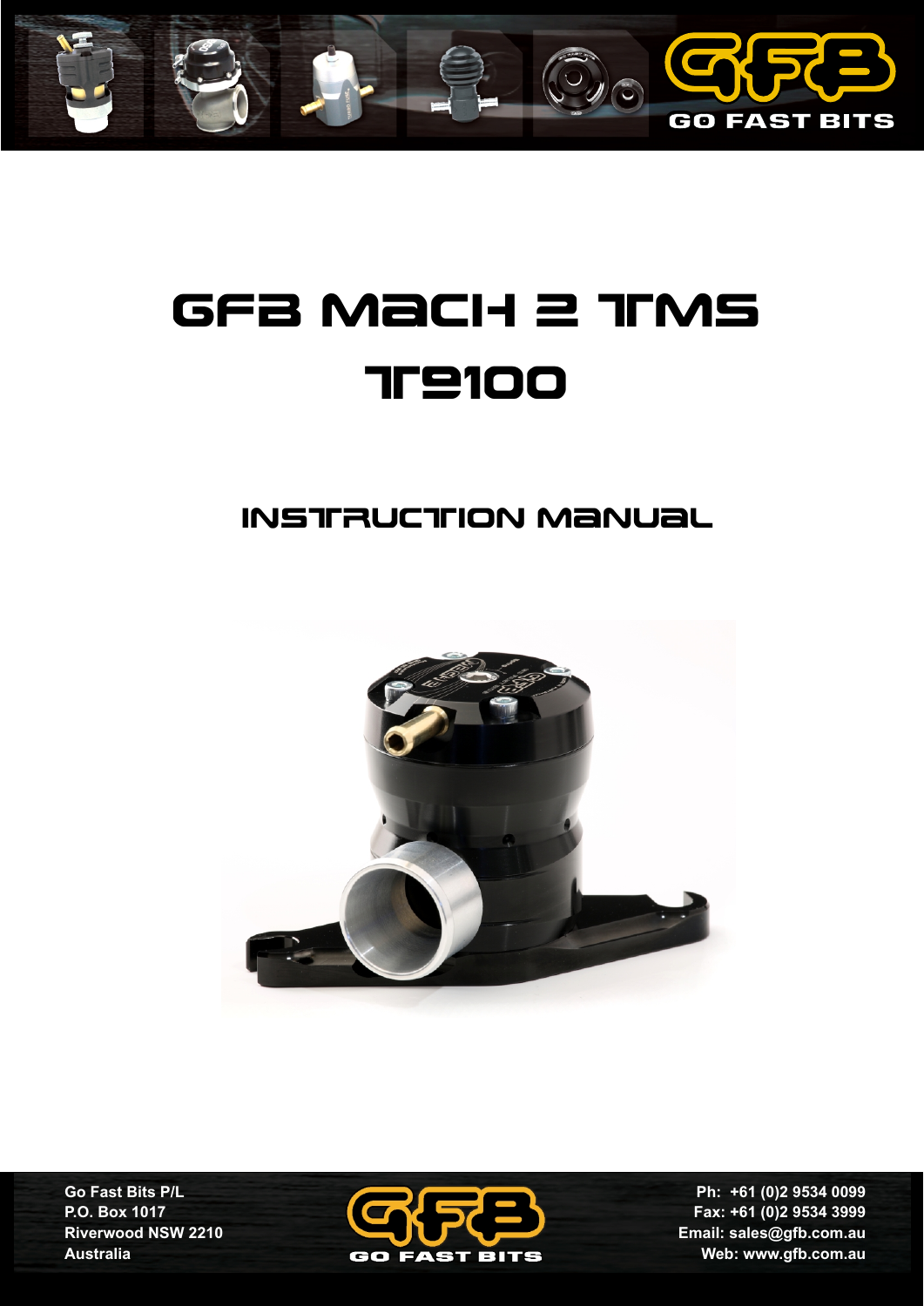# GFB Mach 2 TMS T9100

## Instruction Manual

Go Fast Bits P/L
P.O. Box 1017
Riverwood NSW 2210
Australia

Ph: +61 (0)2 9534 0099
Fax: +61 (0)2 9534 3999
Email: sales@gfb.com.au
Web: www.gfb.com.au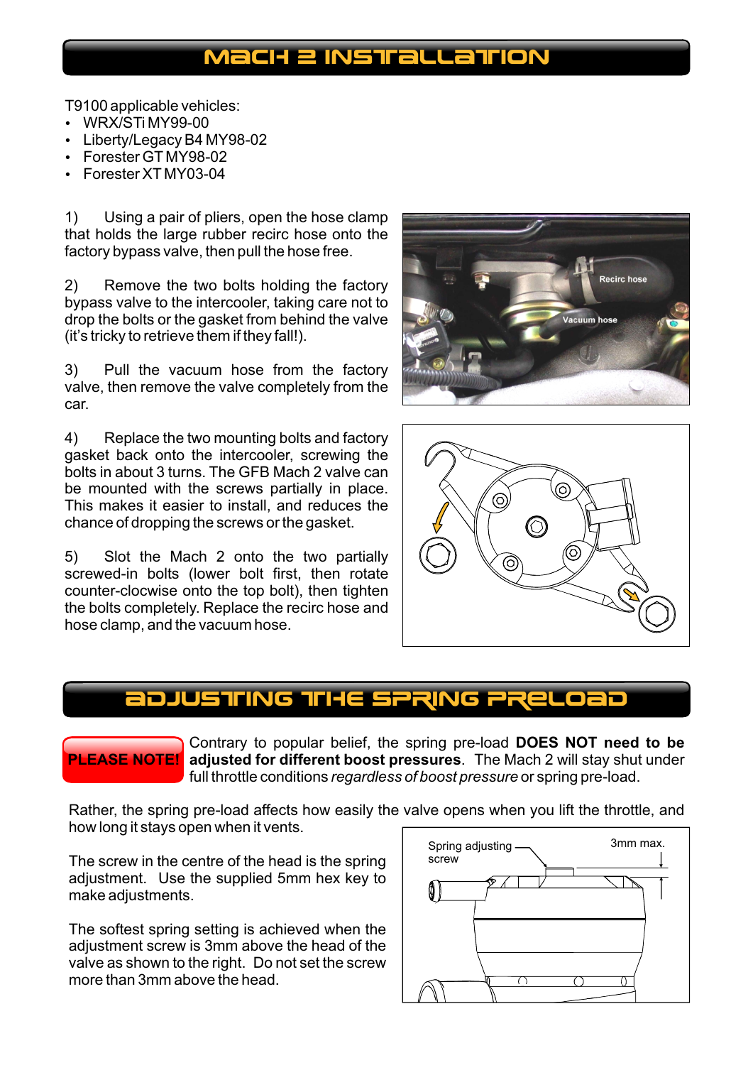## MACH 2 INSTALLATION

T9100 applicable vehicles:

- WRX/STi MY99-00
- Liberty/Legacy B4 MY98-02
- Forester GT MY98-02
- Forester XT MY03-04

1) Using a pair of pliers, open the hose clamp that holds the large rubber recirc hose onto the factory bypass valve, then pull the hose free.

2) Remove the two bolts holding the factory bypass valve to the intercooler, taking care not to drop the bolts or the gasket from behind the valve (it's tricky to retrieve them if they fall!).

3) Pull the vacuum hose from the factory valve, then remove the valve completely from the car.

4) Replace the two mounting bolts and factory gasket back onto the intercooler, screwing the bolts in about 3 turns. The GFB Mach 2 valve can be mounted with the screws partially in place. This makes it easier to install, and reduces the chance of dropping the screws or the gasket.

5) Slot the Mach 2 onto the two partially screwed-in bolts (lower bolt first, then rotate counter-clocwise onto the top bolt), then tighten the bolts completely. Replace the recirc hose and hose clamp, and the vacuum hose.

Recirc hose

Vacuum hose

## ADJUSTING THE SPRING PRELOAD

**PLEASE NOTE!** Contrary to popular belief, the spring pre-load **DOES NOT need to be adjusted for different boost pressures**. The Mach 2 will stay shut under full throttle conditions *regardless of boost pressure* or spring pre-load.

Rather, the spring pre-load affects how easily the valve opens when you lift the throttle, and how long it stays open when it vents.

The screw in the centre of the head is the spring adjustment. Use the supplied 5mm hex key to make adjustments.

The softest spring setting is achieved when the adjustment screw is 3mm above the head of the valve as shown to the right. Do not set the screw more than 3mm above the head.

Spring adjusting screw

3mm max.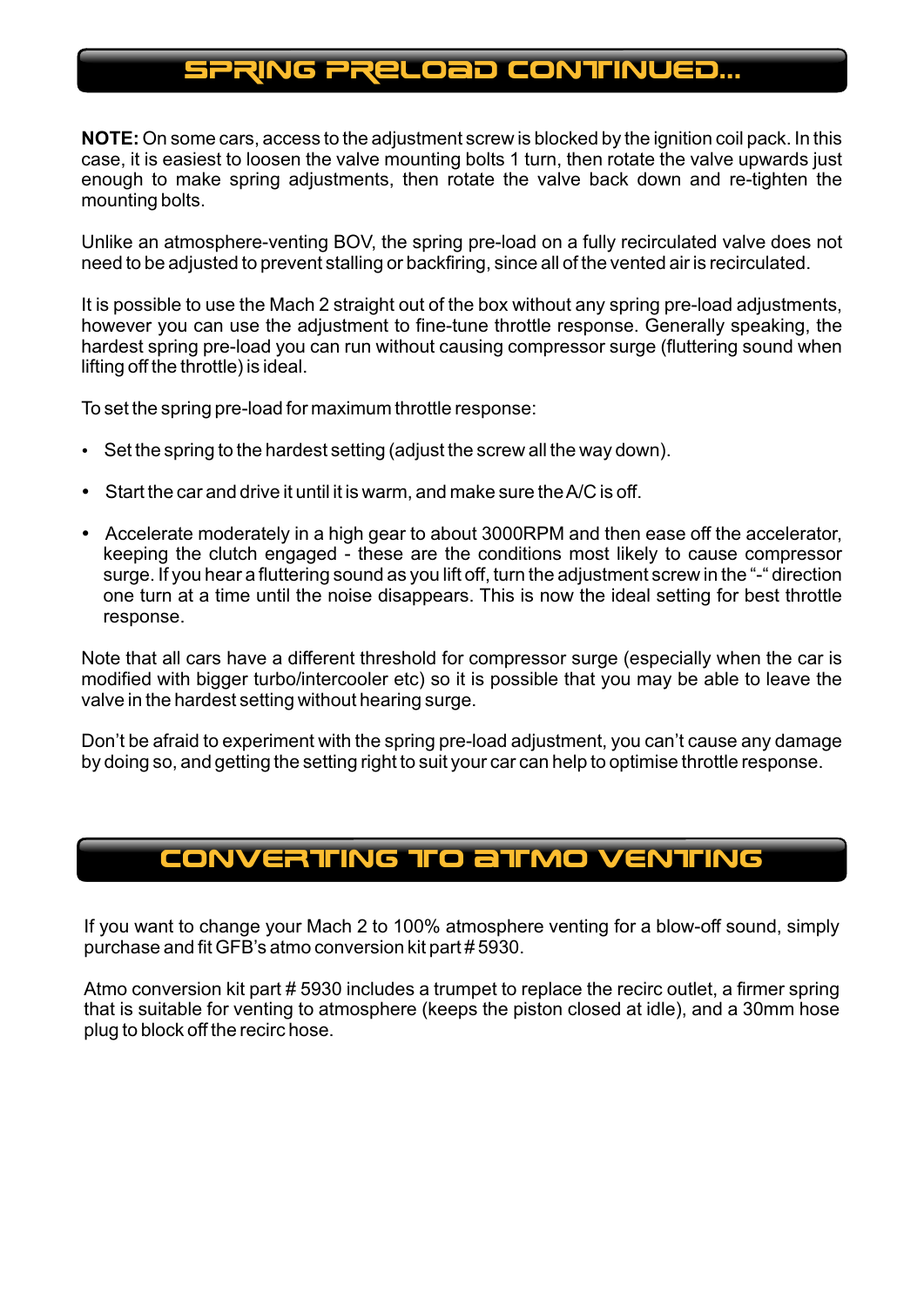## SPRING PRELOAD CONTINUED...

**NOTE:** On some cars, access to the adjustment screw is blocked by the ignition coil pack. In this case, it is easiest to loosen the valve mounting bolts 1 turn, then rotate the valve upwards just enough to make spring adjustments, then rotate the valve back down and re-tighten the mounting bolts.

Unlike an atmosphere-venting BOV, the spring pre-load on a fully recirculated valve does not need to be adjusted to prevent stalling or backfiring, since all of the vented air is recirculated.

It is possible to use the Mach 2 straight out of the box without any spring pre-load adjustments, however you can use the adjustment to fine-tune throttle response. Generally speaking, the hardest spring pre-load you can run without causing compressor surge (fluttering sound when lifting off the throttle) is ideal.

To set the spring pre-load for maximum throttle response:

- Set the spring to the hardest setting (adjust the screw all the way down).
- Start the car and drive it until it is warm, and make sure the A/C is off.
- Accelerate moderately in a high gear to about 3000RPM and then ease off the accelerator, keeping the clutch engaged - these are the conditions most likely to cause compressor surge. If you hear a fluttering sound as you lift off, turn the adjustment screw in the "-" direction one turn at a time until the noise disappears. This is now the ideal setting for best throttle response.

Note that all cars have a different threshold for compressor surge (especially when the car is modified with bigger turbo/intercooler etc) so it is possible that you may be able to leave the valve in the hardest setting without hearing surge.

Don't be afraid to experiment with the spring pre-load adjustment, you can't cause any damage by doing so, and getting the setting right to suit your car can help to optimise throttle response.

## CONVERTING TO ATMO VENTING

If you want to change your Mach 2 to 100% atmosphere venting for a blow-off sound, simply purchase and fit GFB's atmo conversion kit part # 5930.

Atmo conversion kit part # 5930 includes a trumpet to replace the recirc outlet, a firmer spring that is suitable for venting to atmosphere (keeps the piston closed at idle), and a 30mm hose plug to block off the recirc hose.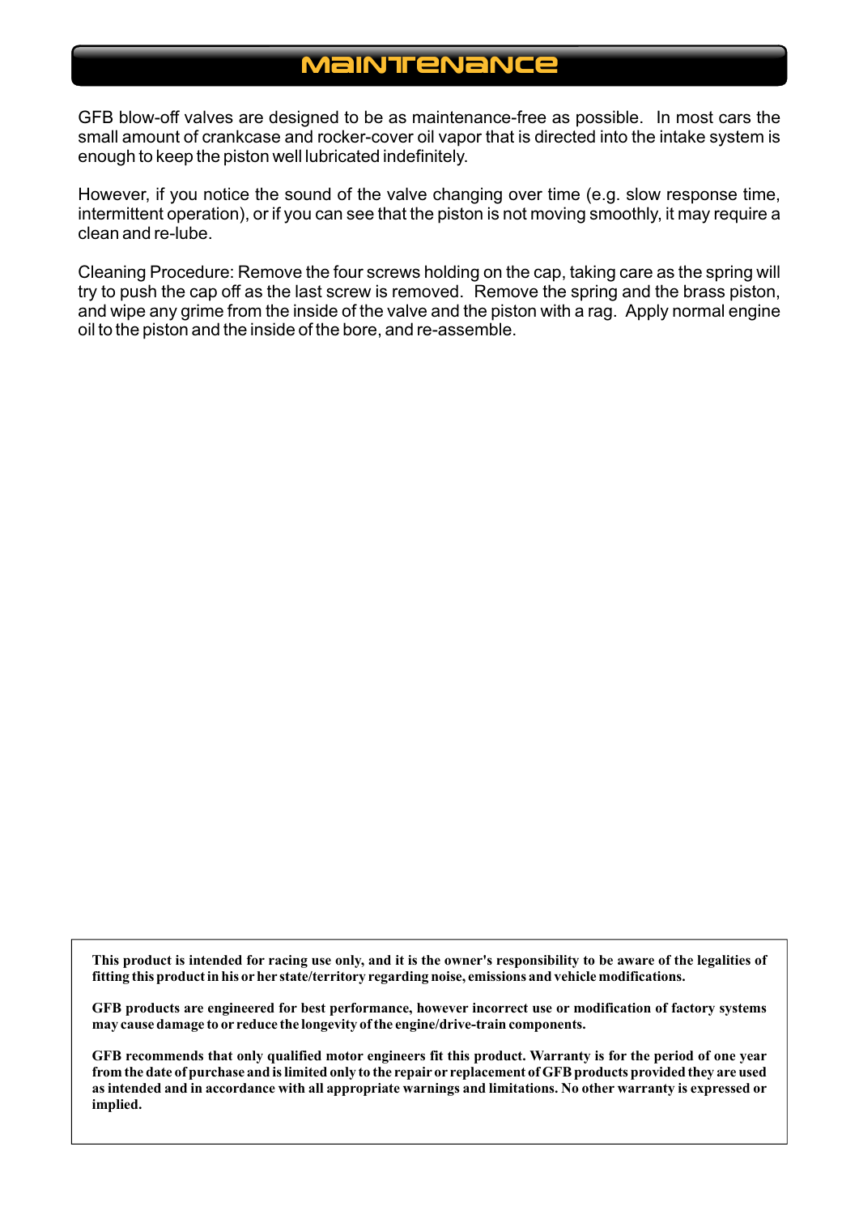# Maintenance

GFB blow-off valves are designed to be as maintenance-free as possible. In most cars the small amount of crankcase and rocker-cover oil vapor that is directed into the intake system is enough to keep the piston well lubricated indefinitely.

However, if you notice the sound of the valve changing over time (e.g. slow response time, intermittent operation), or if you can see that the piston is not moving smoothly, it may require a clean and re-lube.

Cleaning Procedure: Remove the four screws holding on the cap, taking care as the spring will try to push the cap off as the last screw is removed. Remove the spring and the brass piston, and wipe any grime from the inside of the valve and the piston with a rag. Apply normal engine oil to the piston and the inside of the bore, and re-assemble.

**This product is intended for racing use only, and it is the owner's responsibility to be aware of the legalities of fitting this product in his or her state/territory regarding noise, emissions and vehicle modifications.**

**GFB products are engineered for best performance, however incorrect use or modification of factory systems may cause damage to or reduce the longevity of the engine/drive-train components.**

**GFB recommends that only qualified motor engineers fit this product. Warranty is for the period of one year from the date of purchase and is limited only to the repair or replacement of GFB products provided they are used as intended and in accordance with all appropriate warnings and limitations. No other warranty is expressed or implied.**